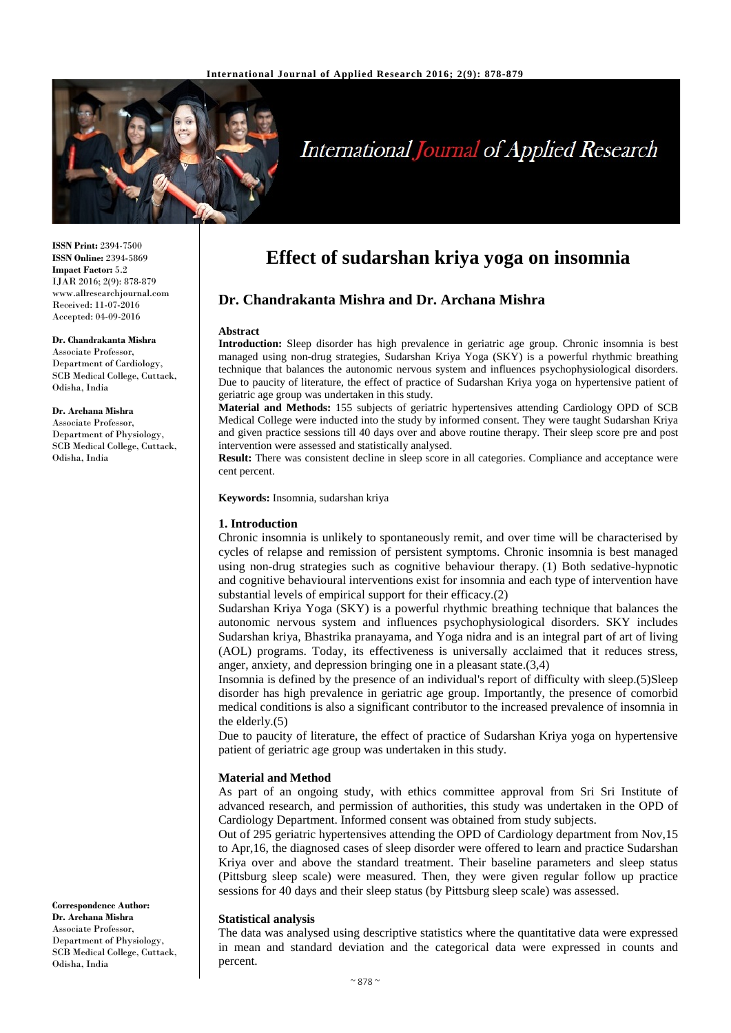# Effect of sudarshan kriya yoga on insomnia

## Dr. Chandrakanta Mishra and Dr. Archana Mishra

**ISSN Print:** 2394-7500
**ISSN Online:** 2394-5869
**Impact Factor:** 5.2
IJAR 2016; 2(9): 878-879
www.allresearchjournal.com
Received: 11-07-2016
Accepted: 04-09-2016

**Dr. Chandrakanta Mishra**
Associate Professor, Department of Cardiology, SCB Medical College, Cuttack, Odisha, India

**Dr. Archana Mishra**
Associate Professor, Department of Physiology, SCB Medical College, Cuttack, Odisha, India

**Correspondence Author:**
**Dr. Archana Mishra**
Associate Professor, Department of Physiology, SCB Medical College, Cuttack, Odisha, India

### Abstract

**Introduction:** Sleep disorder has high prevalence in geriatric age group. Chronic insomnia is best managed using non-drug strategies, Sudarshan Kriya Yoga (SKY) is a powerful rhythmic breathing technique that balances the autonomic nervous system and influences psychophysiological disorders. Due to paucity of literature, the effect of practice of Sudarshan Kriya yoga on hypertensive patient of geriatric age group was undertaken in this study.

**Material and Methods:** 155 subjects of geriatric hypertensives attending Cardiology OPD of SCB Medical College were inducted into the study by informed consent. They were taught Sudarshan Kriya and given practice sessions till 40 days over and above routine therapy. Their sleep score pre and post intervention were assessed and statistically analysed.

**Result:** There was consistent decline in sleep score in all categories. Compliance and acceptance were cent percent.

**Keywords:** Insomnia, sudarshan kriya

### 1. Introduction

Chronic insomnia is unlikely to spontaneously remit, and over time will be characterised by cycles of relapse and remission of persistent symptoms. Chronic insomnia is best managed using non-drug strategies such as cognitive behaviour therapy. (1) Both sedative-hypnotic and cognitive behavioural interventions exist for insomnia and each type of intervention have substantial levels of empirical support for their efficacy.(2)

Sudarshan Kriya Yoga (SKY) is a powerful rhythmic breathing technique that balances the autonomic nervous system and influences psychophysiological disorders. SKY includes Sudarshan kriya, Bhastrika pranayama, and Yoga nidra and is an integral part of art of living (AOL) programs. Today, its effectiveness is universally acclaimed that it reduces stress, anger, anxiety, and depression bringing one in a pleasant state.(3,4)

Insomnia is defined by the presence of an individual's report of difficulty with sleep.(5)Sleep disorder has high prevalence in geriatric age group. Importantly, the presence of comorbid medical conditions is also a significant contributor to the increased prevalence of insomnia in the elderly.(5)

Due to paucity of literature, the effect of practice of Sudarshan Kriya yoga on hypertensive patient of geriatric age group was undertaken in this study.

### Material and Method

As part of an ongoing study, with ethics committee approval from Sri Sri Institute of advanced research, and permission of authorities, this study was undertaken in the OPD of Cardiology Department. Informed consent was obtained from study subjects.

Out of 295 geriatric hypertensives attending the OPD of Cardiology department from Nov,15 to Apr,16, the diagnosed cases of sleep disorder were offered to learn and practice Sudarshan Kriya over and above the standard treatment. Their baseline parameters and sleep status (Pittsburg sleep scale) were measured. Then, they were given regular follow up practice sessions for 40 days and their sleep status (by Pittsburg sleep scale) was assessed.

### Statistical analysis

The data was analysed using descriptive statistics where the quantitative data were expressed in mean and standard deviation and the categorical data were expressed in counts and percent.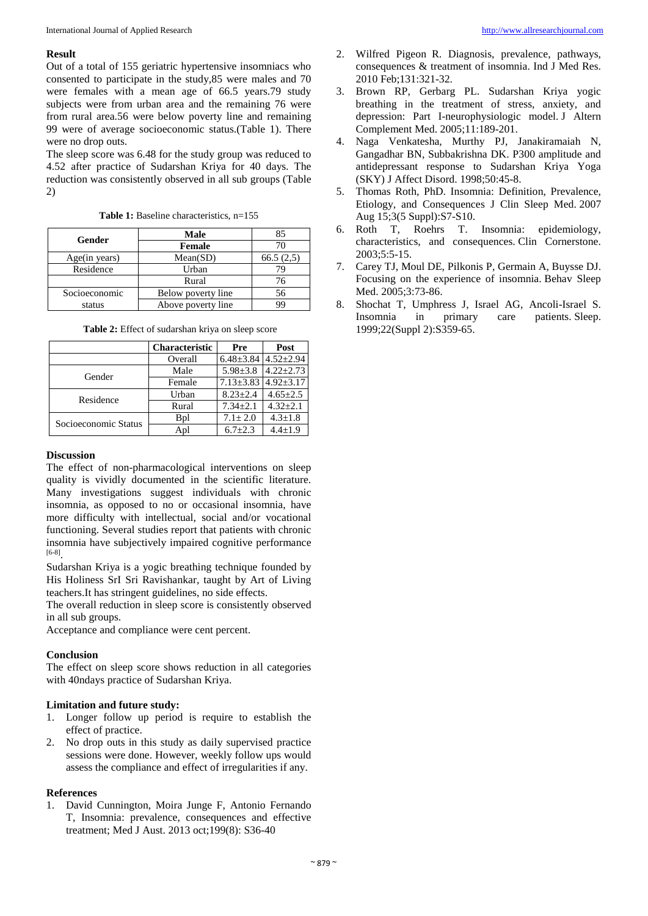## Result

Out of a total of 155 geriatric hypertensive insomniacs who consented to participate in the study,85 were males and 70 were females with a mean age of 66.5 years.79 study subjects were from urban area and the remaining 76 were from rural area.56 were below poverty line and remaining 99 were of average socioeconomic status.(Table 1). There were no drop outs.

The sleep score was 6.48 for the study group was reduced to 4.52 after practice of Sudarshan Kriya for 40 days. The reduction was consistently observed in all sub groups (Table 2)

**Table 1:** Baseline characteristics, n=155

| | | |
|---|---|---|
| **Gender** | **Male** | 85 |
| | **Female** | 70 |
| Age(in years) | Mean(SD) | 66.5 (2,5) |
| Residence | Urban | 79 |
| | Rural | 76 |
| Socioeconomic status | Below poverty line | 56 |
| | Above poverty line | 99 |

**Table 2:** Effect of sudarshan kriya on sleep score

| | **Characteristic** | **Pre** | **Post** |
|---|---|---|---|
| | Overall | 6.48±3.84 | 4.52±2.94 |
| Gender | Male | 5.98±3.8 | 4.22±2.73 |
| | Female | 7.13±3.83 | 4.92±3.17 |
| Residence | Urban | 8.23±2.4 | 4.65±2.5 |
| | Rural | 7.34±2.1 | 4.32±2.1 |
| Socioeconomic Status | Bpl | 7.1± 2.0 | 4.3±1.8 |
| | Apl | 6.7±2.3 | 4.4±1.9 |

## Discussion

The effect of non-pharmacological interventions on sleep quality is vividly documented in the scientific literature. Many investigations suggest individuals with chronic insomnia, as opposed to no or occasional insomnia, have more difficulty with intellectual, social and/or vocational functioning. Several studies report that patients with chronic insomnia have subjectively impaired cognitive performance [6-8].

Sudarshan Kriya is a yogic breathing technique founded by His Holiness SrI Sri Ravishankar, taught by Art of Living teachers.It has stringent guidelines, no side effects.

The overall reduction in sleep score is consistently observed in all sub groups.

Acceptance and compliance were cent percent.

## Conclusion

The effect on sleep score shows reduction in all categories with 40ndays practice of Sudarshan Kriya.

## Limitation and future study:

1. Longer follow up period is require to establish the effect of practice.
2. No drop outs in this study as daily supervised practice sessions were done. However, weekly follow ups would assess the compliance and effect of irregularities if any.

## References

1. David Cunnington, Moira Junge F, Antonio Fernando T, Insomnia: prevalence, consequences and effective treatment; Med J Aust. 2013 oct;199(8): S36-40
2. Wilfred Pigeon R. Diagnosis, prevalence, pathways, consequences & treatment of insomnia. Ind J Med Res. 2010 Feb;131:321-32.
3. Brown RP, Gerbarg PL. Sudarshan Kriya yogic breathing in the treatment of stress, anxiety, and depression: Part I-neurophysiologic model. J Altern Complement Med. 2005;11:189-201.
4. Naga Venkatesha, Murthy PJ, Janakiramaiah N, Gangadhar BN, Subbakrishna DK. P300 amplitude and antidepressant response to Sudarshan Kriya Yoga (SKY) J Affect Disord. 1998;50:45-8.
5. Thomas Roth, PhD. Insomnia: Definition, Prevalence, Etiology, and Consequences J Clin Sleep Med. 2007 Aug 15;3(5 Suppl):S7-S10.
6. Roth T, Roehrs T. Insomnia: epidemiology, characteristics, and consequences. Clin Cornerstone. 2003;5:5-15.
7. Carey TJ, Moul DE, Pilkonis P, Germain A, Buysse DJ. Focusing on the experience of insomnia. Behav Sleep Med. 2005;3:73-86.
8. Shochat T, Umphress J, Israel AG, Ancoli-Israel S. Insomnia in primary care patients. Sleep. 1999;22(Suppl 2):S359-65.